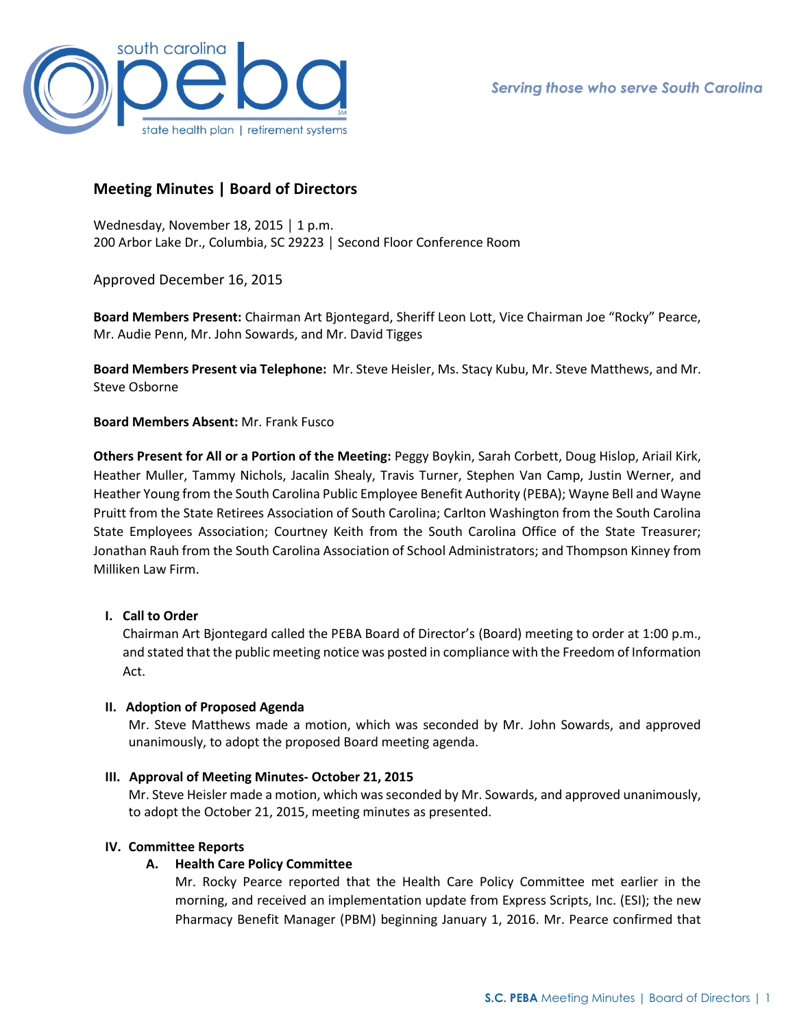# Meeting Minutes | Board of Directors

Wednesday, November 18, 2015 │ 1 p.m.
200 Arbor Lake Dr., Columbia, SC 29223 │ Second Floor Conference Room

Approved December 16, 2015

**Board Members Present:** Chairman Art Bjontegard, Sheriff Leon Lott, Vice Chairman Joe "Rocky" Pearce, Mr. Audie Penn, Mr. John Sowards, and Mr. David Tigges

**Board Members Present via Telephone:** Mr. Steve Heisler, Ms. Stacy Kubu, Mr. Steve Matthews, and Mr. Steve Osborne

**Board Members Absent:** Mr. Frank Fusco

**Others Present for All or a Portion of the Meeting:** Peggy Boykin, Sarah Corbett, Doug Hislop, Ariail Kirk, Heather Muller, Tammy Nichols, Jacalin Shealy, Travis Turner, Stephen Van Camp, Justin Werner, and Heather Young from the South Carolina Public Employee Benefit Authority (PEBA); Wayne Bell and Wayne Pruitt from the State Retirees Association of South Carolina; Carlton Washington from the South Carolina State Employees Association; Courtney Keith from the South Carolina Office of the State Treasurer; Jonathan Rauh from the South Carolina Association of School Administrators; and Thompson Kinney from Milliken Law Firm.

## I. Call to Order

Chairman Art Bjontegard called the PEBA Board of Director's (Board) meeting to order at 1:00 p.m., and stated that the public meeting notice was posted in compliance with the Freedom of Information Act.

## II. Adoption of Proposed Agenda

Mr. Steve Matthews made a motion, which was seconded by Mr. John Sowards, and approved unanimously, to adopt the proposed Board meeting agenda.

## III. Approval of Meeting Minutes- October 21, 2015

Mr. Steve Heisler made a motion, which was seconded by Mr. Sowards, and approved unanimously, to adopt the October 21, 2015, meeting minutes as presented.

## IV. Committee Reports

### A. Health Care Policy Committee

Mr. Rocky Pearce reported that the Health Care Policy Committee met earlier in the morning, and received an implementation update from Express Scripts, Inc. (ESI); the new Pharmacy Benefit Manager (PBM) beginning January 1, 2016. Mr. Pearce confirmed that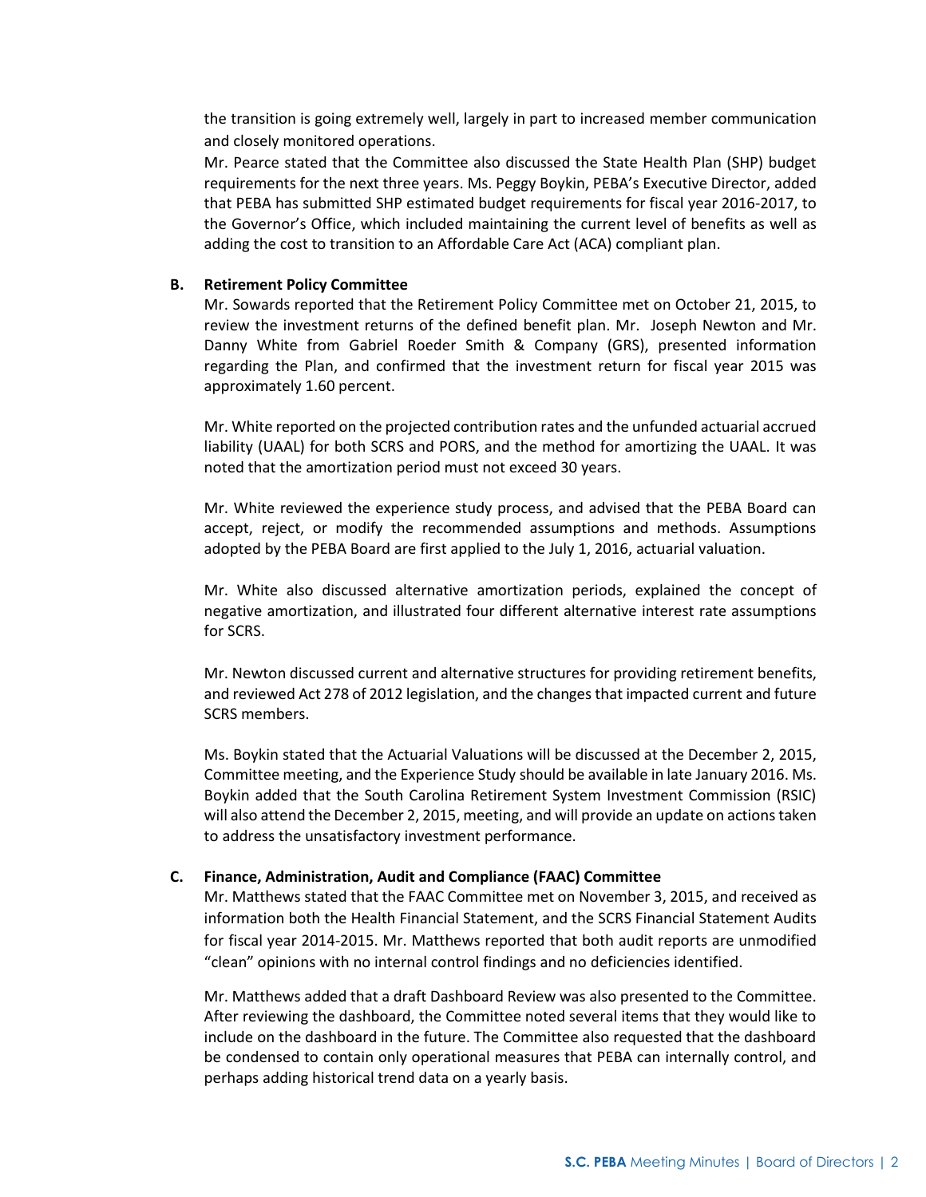the transition is going extremely well, largely in part to increased member communication and closely monitored operations.

Mr. Pearce stated that the Committee also discussed the State Health Plan (SHP) budget requirements for the next three years. Ms. Peggy Boykin, PEBA's Executive Director, added that PEBA has submitted SHP estimated budget requirements for fiscal year 2016-2017, to the Governor's Office, which included maintaining the current level of benefits as well as adding the cost to transition to an Affordable Care Act (ACA) compliant plan.

**B. Retirement Policy Committee**

Mr. Sowards reported that the Retirement Policy Committee met on October 21, 2015, to review the investment returns of the defined benefit plan. Mr. Joseph Newton and Mr. Danny White from Gabriel Roeder Smith & Company (GRS), presented information regarding the Plan, and confirmed that the investment return for fiscal year 2015 was approximately 1.60 percent.

Mr. White reported on the projected contribution rates and the unfunded actuarial accrued liability (UAAL) for both SCRS and PORS, and the method for amortizing the UAAL. It was noted that the amortization period must not exceed 30 years.

Mr. White reviewed the experience study process, and advised that the PEBA Board can accept, reject, or modify the recommended assumptions and methods. Assumptions adopted by the PEBA Board are first applied to the July 1, 2016, actuarial valuation.

Mr. White also discussed alternative amortization periods, explained the concept of negative amortization, and illustrated four different alternative interest rate assumptions for SCRS.

Mr. Newton discussed current and alternative structures for providing retirement benefits, and reviewed Act 278 of 2012 legislation, and the changes that impacted current and future SCRS members.

Ms. Boykin stated that the Actuarial Valuations will be discussed at the December 2, 2015, Committee meeting, and the Experience Study should be available in late January 2016. Ms. Boykin added that the South Carolina Retirement System Investment Commission (RSIC) will also attend the December 2, 2015, meeting, and will provide an update on actions taken to address the unsatisfactory investment performance.

**C. Finance, Administration, Audit and Compliance (FAAC) Committee**

Mr. Matthews stated that the FAAC Committee met on November 3, 2015, and received as information both the Health Financial Statement, and the SCRS Financial Statement Audits for fiscal year 2014-2015. Mr. Matthews reported that both audit reports are unmodified "clean" opinions with no internal control findings and no deficiencies identified.

Mr. Matthews added that a draft Dashboard Review was also presented to the Committee. After reviewing the dashboard, the Committee noted several items that they would like to include on the dashboard in the future. The Committee also requested that the dashboard be condensed to contain only operational measures that PEBA can internally control, and perhaps adding historical trend data on a yearly basis.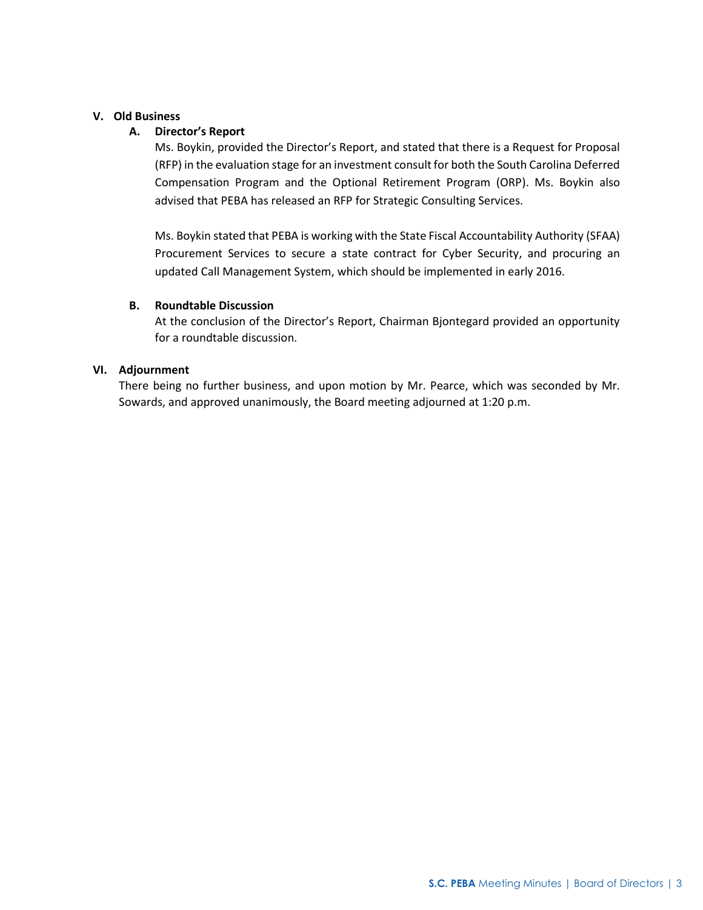## V. Old Business

### A. Director's Report

Ms. Boykin, provided the Director's Report, and stated that there is a Request for Proposal (RFP) in the evaluation stage for an investment consult for both the South Carolina Deferred Compensation Program and the Optional Retirement Program (ORP). Ms. Boykin also advised that PEBA has released an RFP for Strategic Consulting Services.

Ms. Boykin stated that PEBA is working with the State Fiscal Accountability Authority (SFAA) Procurement Services to secure a state contract for Cyber Security, and procuring an updated Call Management System, which should be implemented in early 2016.

### B. Roundtable Discussion

At the conclusion of the Director's Report, Chairman Bjontegard provided an opportunity for a roundtable discussion.

## VI. Adjournment

There being no further business, and upon motion by Mr. Pearce, which was seconded by Mr. Sowards, and approved unanimously, the Board meeting adjourned at 1:20 p.m.